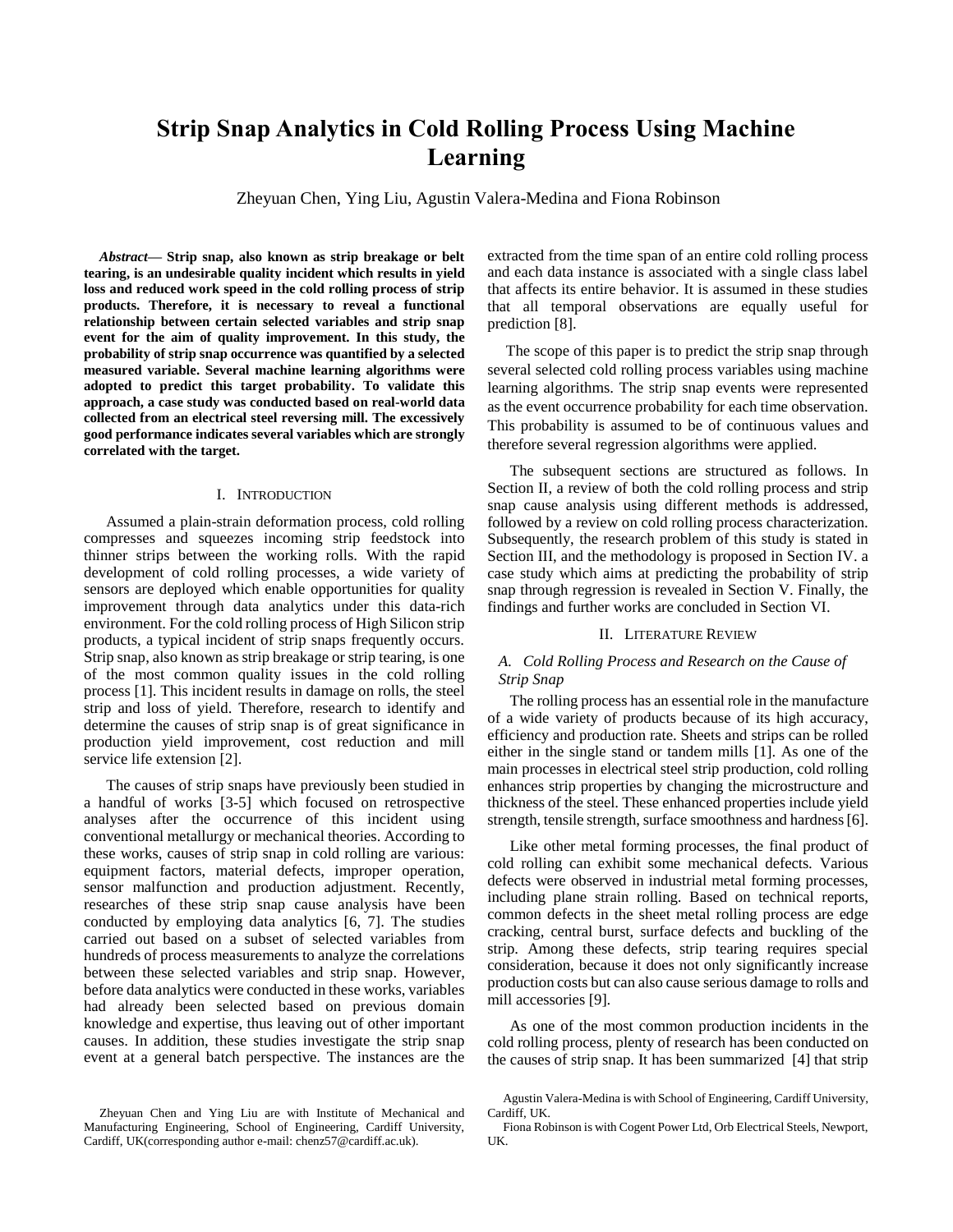# Strip Snap Analytics in Cold Rolling Process Using Machine Learning

Zheyuan Chen, Ying Liu, Agustin Valera-Medina and Fiona Robinson

***Abstract*— Strip snap, also known as strip breakage or belt tearing, is an undesirable quality incident which results in yield loss and reduced work speed in the cold rolling process of strip products. Therefore, it is necessary to reveal a functional relationship between certain selected variables and strip snap event for the aim of quality improvement. In this study, the probability of strip snap occurrence was quantified by a selected measured variable. Several machine learning algorithms were adopted to predict this target probability. To validate this approach, a case study was conducted based on real-world data collected from an electrical steel reversing mill. The excessively good performance indicates several variables which are strongly correlated with the target.**

## I. Introduction

Assumed a plain-strain deformation process, cold rolling compresses and squeezes incoming strip feedstock into thinner strips between the working rolls. With the rapid development of cold rolling processes, a wide variety of sensors are deployed which enable opportunities for quality improvement through data analytics under this data-rich environment. For the cold rolling process of High Silicon strip products, a typical incident of strip snaps frequently occurs. Strip snap, also known as strip breakage or strip tearing, is one of the most common quality issues in the cold rolling process [1]. This incident results in damage on rolls, the steel strip and loss of yield. Therefore, research to identify and determine the causes of strip snap is of great significance in production yield improvement, cost reduction and mill service life extension [2].

The causes of strip snaps have previously been studied in a handful of works [3-5] which focused on retrospective analyses after the occurrence of this incident using conventional metallurgy or mechanical theories. According to these works, causes of strip snap in cold rolling are various: equipment factors, material defects, improper operation, sensor malfunction and production adjustment. Recently, researches of these strip snap cause analysis have been conducted by employing data analytics [6, 7]. The studies carried out based on a subset of selected variables from hundreds of process measurements to analyze the correlations between these selected variables and strip snap. However, before data analytics were conducted in these works, variables had already been selected based on previous domain knowledge and expertise, thus leaving out of other important causes. In addition, these studies investigate the strip snap event at a general batch perspective. The instances are the extracted from the time span of an entire cold rolling process and each data instance is associated with a single class label that affects its entire behavior. It is assumed in these studies that all temporal observations are equally useful for prediction [8].

The scope of this paper is to predict the strip snap through several selected cold rolling process variables using machine learning algorithms. The strip snap events were represented as the event occurrence probability for each time observation. This probability is assumed to be of continuous values and therefore several regression algorithms were applied.

The subsequent sections are structured as follows. In Section II, a review of both the cold rolling process and strip snap cause analysis using different methods is addressed, followed by a review on cold rolling process characterization. Subsequently, the research problem of this study is stated in Section III, and the methodology is proposed in Section IV. a case study which aims at predicting the probability of strip snap through regression is revealed in Section V. Finally, the findings and further works are concluded in Section VI.

## II. Literature Review

### *A. Cold Rolling Process and Research on the Cause of Strip Snap*

The rolling process has an essential role in the manufacture of a wide variety of products because of its high accuracy, efficiency and production rate. Sheets and strips can be rolled either in the single stand or tandem mills [1]. As one of the main processes in electrical steel strip production, cold rolling enhances strip properties by changing the microstructure and thickness of the steel. These enhanced properties include yield strength, tensile strength, surface smoothness and hardness [6].

Like other metal forming processes, the final product of cold rolling can exhibit some mechanical defects. Various defects were observed in industrial metal forming processes, including plane strain rolling. Based on technical reports, common defects in the sheet metal rolling process are edge cracking, central burst, surface defects and buckling of the strip. Among these defects, strip tearing requires special consideration, because it does not only significantly increase production costs but can also cause serious damage to rolls and mill accessories [9].

As one of the most common production incidents in the cold rolling process, plenty of research has been conducted on the causes of strip snap. It has been summarized [4] that strip

Zheyuan Chen and Ying Liu are with Institute of Mechanical and Manufacturing Engineering, School of Engineering, Cardiff University, Cardiff, UK(corresponding author e-mail: chenz57@cardiff.ac.uk).

Agustin Valera-Medina is with School of Engineering, Cardiff University, Cardiff, UK.

Fiona Robinson is with Cogent Power Ltd, Orb Electrical Steels, Newport, UK.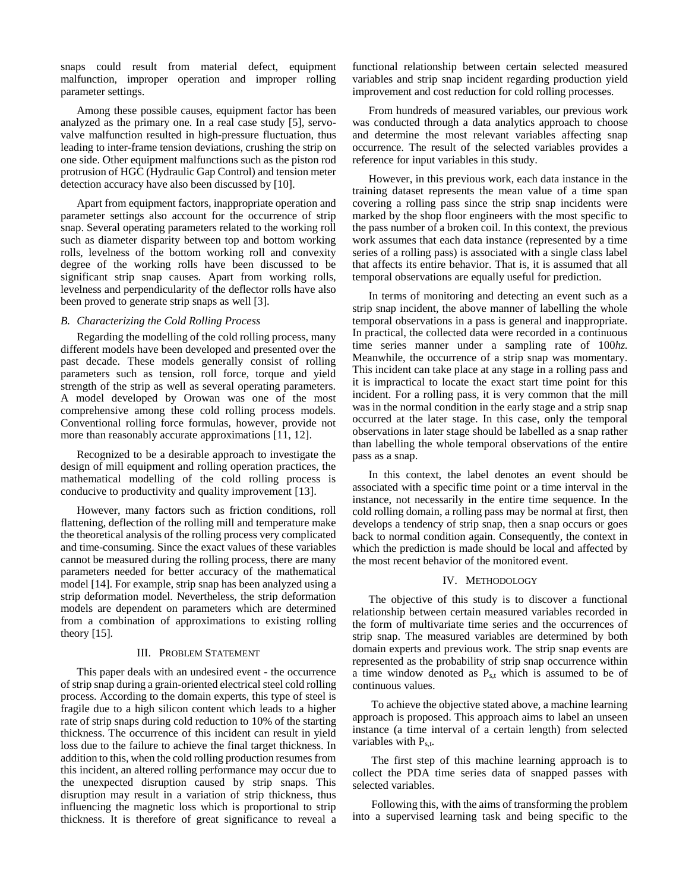snaps could result from material defect, equipment malfunction, improper operation and improper rolling parameter settings.

Among these possible causes, equipment factor has been analyzed as the primary one. In a real case study [5], servo-valve malfunction resulted in high-pressure fluctuation, thus leading to inter-frame tension deviations, crushing the strip on one side. Other equipment malfunctions such as the piston rod protrusion of HGC (Hydraulic Gap Control) and tension meter detection accuracy have also been discussed by [10].

Apart from equipment factors, inappropriate operation and parameter settings also account for the occurrence of strip snap. Several operating parameters related to the working roll such as diameter disparity between top and bottom working rolls, levelness of the bottom working roll and convexity degree of the working rolls have been discussed to be significant strip snap causes. Apart from working rolls, levelness and perpendicularity of the deflector rolls have also been proved to generate strip snaps as well [3].

### *B. Characterizing the Cold Rolling Process*

Regarding the modelling of the cold rolling process, many different models have been developed and presented over the past decade. These models generally consist of rolling parameters such as tension, roll force, torque and yield strength of the strip as well as several operating parameters. A model developed by Orowan was one of the most comprehensive among these cold rolling process models. Conventional rolling force formulas, however, provide not more than reasonably accurate approximations [11, 12].

Recognized to be a desirable approach to investigate the design of mill equipment and rolling operation practices, the mathematical modelling of the cold rolling process is conducive to productivity and quality improvement [13].

However, many factors such as friction conditions, roll flattening, deflection of the rolling mill and temperature make the theoretical analysis of the rolling process very complicated and time-consuming. Since the exact values of these variables cannot be measured during the rolling process, there are many parameters needed for better accuracy of the mathematical model [14]. For example, strip snap has been analyzed using a strip deformation model. Nevertheless, the strip deformation models are dependent on parameters which are determined from a combination of approximations to existing rolling theory [15].

## III. Problem Statement

This paper deals with an undesired event - the occurrence of strip snap during a grain-oriented electrical steel cold rolling process. According to the domain experts, this type of steel is fragile due to a high silicon content which leads to a higher rate of strip snaps during cold reduction to 10% of the starting thickness. The occurrence of this incident can result in yield loss due to the failure to achieve the final target thickness. In addition to this, when the cold rolling production resumes from this incident, an altered rolling performance may occur due to the unexpected disruption caused by strip snaps. This disruption may result in a variation of strip thickness, thus influencing the magnetic loss which is proportional to strip thickness. It is therefore of great significance to reveal a functional relationship between certain selected measured variables and strip snap incident regarding production yield improvement and cost reduction for cold rolling processes.

From hundreds of measured variables, our previous work was conducted through a data analytics approach to choose and determine the most relevant variables affecting snap occurrence. The result of the selected variables provides a reference for input variables in this study.

However, in this previous work, each data instance in the training dataset represents the mean value of a time span covering a rolling pass since the strip snap incidents were marked by the shop floor engineers with the most specific to the pass number of a broken coil. In this context, the previous work assumes that each data instance (represented by a time series of a rolling pass) is associated with a single class label that affects its entire behavior. That is, it is assumed that all temporal observations are equally useful for prediction.

In terms of monitoring and detecting an event such as a strip snap incident, the above manner of labelling the whole temporal observations in a pass is general and inappropriate. In practical, the collected data were recorded in a continuous time series manner under a sampling rate of 100*hz.* Meanwhile, the occurrence of a strip snap was momentary. This incident can take place at any stage in a rolling pass and it is impractical to locate the exact start time point for this incident. For a rolling pass, it is very common that the mill was in the normal condition in the early stage and a strip snap occurred at the later stage. In this case, only the temporal observations in later stage should be labelled as a snap rather than labelling the whole temporal observations of the entire pass as a snap.

In this context, the label denotes an event should be associated with a specific time point or a time interval in the instance, not necessarily in the entire time sequence. In the cold rolling domain, a rolling pass may be normal at first, then develops a tendency of strip snap, then a snap occurs or goes back to normal condition again. Consequently, the context in which the prediction is made should be local and affected by the most recent behavior of the monitored event.

## IV. Methodology

The objective of this study is to discover a functional relationship between certain measured variables recorded in the form of multivariate time series and the occurrences of strip snap. The measured variables are determined by both domain experts and previous work. The strip snap events are represented as the probability of strip snap occurrence within a time window denoted as $P_{s,t}$ which is assumed to be of continuous values.

To achieve the objective stated above, a machine learning approach is proposed. This approach aims to label an unseen instance (a time interval of a certain length) from selected variables with $P_{s,t}$.

The first step of this machine learning approach is to collect the PDA time series data of snapped passes with selected variables.

Following this, with the aims of transforming the problem into a supervised learning task and being specific to the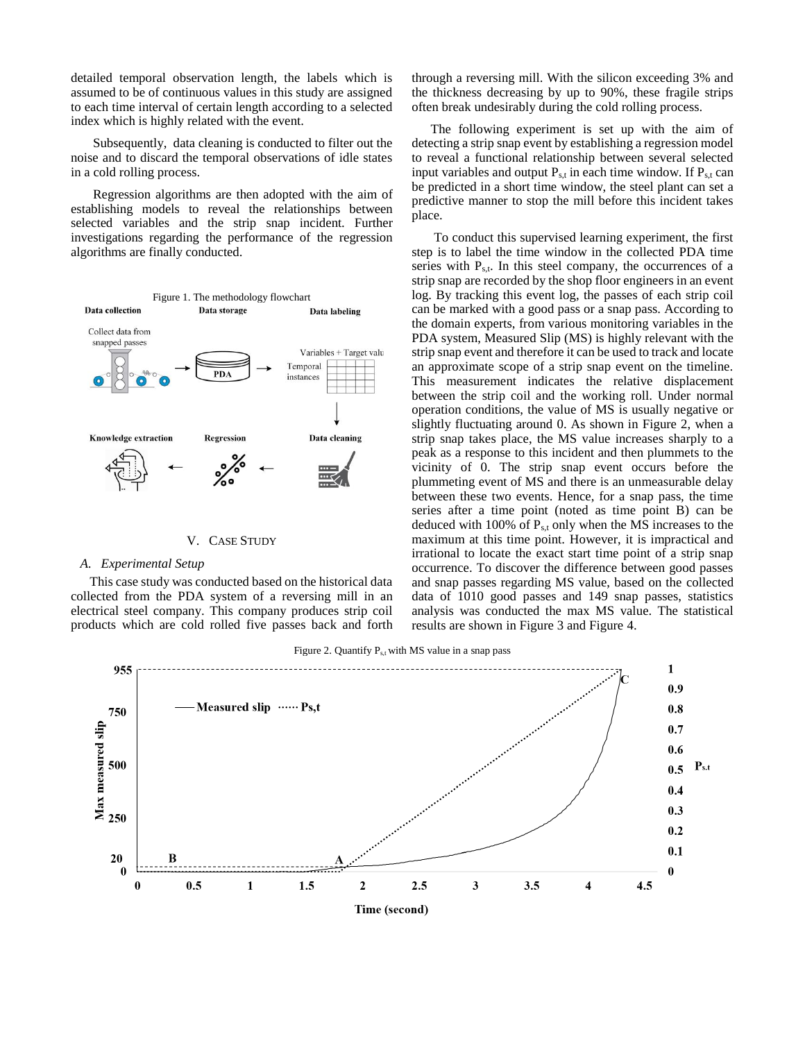detailed temporal observation length, the labels which is assumed to be of continuous values in this study are assigned to each time interval of certain length according to a selected index which is highly related with the event.

Subsequently, data cleaning is conducted to filter out the noise and to discard the temporal observations of idle states in a cold rolling process.

Regression algorithms are then adopted with the aim of establishing models to reveal the relationships between selected variables and the strip snap incident. Further investigations regarding the performance of the regression algorithms are finally conducted.

Figure 1. The methodology flowchart

## V. Case Study

### A. Experimental Setup

This case study was conducted based on the historical data collected from the PDA system of a reversing mill in an electrical steel company. This company produces strip coil products which are cold rolled five passes back and forth through a reversing mill. With the silicon exceeding 3% and the thickness decreasing by up to 90%, these fragile strips often break undesirably during the cold rolling process.

The following experiment is set up with the aim of detecting a strip snap event by establishing a regression model to reveal a functional relationship between several selected input variables and output $P_{s,t}$ in each time window. If $P_{s,t}$ can be predicted in a short time window, the steel plant can set a predictive manner to stop the mill before this incident takes place.

To conduct this supervised learning experiment, the first step is to label the time window in the collected PDA time series with $P_{s,t}$. In this steel company, the occurrences of a strip snap are recorded by the shop floor engineers in an event log. By tracking this event log, the passes of each strip coil can be marked with a good pass or a snap pass. According to the domain experts, from various monitoring variables in the PDA system, Measured Slip (MS) is highly relevant with the strip snap event and therefore it can be used to track and locate an approximate scope of a strip snap event on the timeline. This measurement indicates the relative displacement between the strip coil and the working roll. Under normal operation conditions, the value of MS is usually negative or slightly fluctuating around 0. As shown in Figure 2, when a strip snap takes place, the MS value increases sharply to a peak as a response to this incident and then plummets to the vicinity of 0. The strip snap event occurs before the plummeting event of MS and there is an unmeasurable delay between these two events. Hence, for a snap pass, the time series after a time point (noted as time point B) can be deduced with 100% of $P_{s,t}$ only when the MS increases to the maximum at this time point. However, it is impractical and irrational to locate the exact start time point of a strip snap occurrence. To discover the difference between good passes and snap passes regarding MS value, based on the collected data of 1010 good passes and 149 snap passes, statistics analysis was conducted the max MS value. The statistical results are shown in Figure 3 and Figure 4.

Figure 2. Quantify $P_{s,t}$ with MS value in a snap pass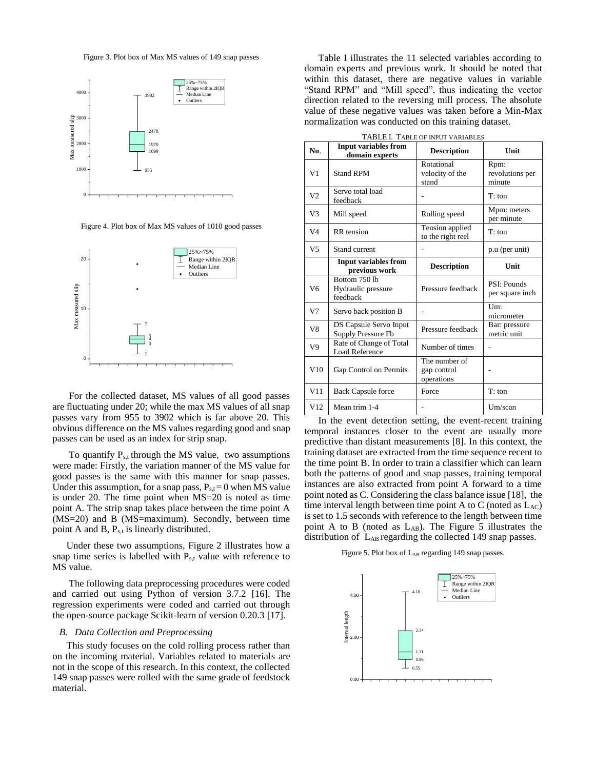Figure 3. Plot box of Max MS values of 149 snap passes

Figure 4. Plot box of Max MS values of 1010 good passes

For the collected dataset, MS values of all good passes are fluctuating under 20; while the max MS values of all snap passes vary from 955 to 3902 which is far above 20. This obvious difference on the MS values regarding good and snap passes can be used as an index for strip snap.

To quantify $P_{s,t}$ through the MS value, two assumptions were made: Firstly, the variation manner of the MS value for good passes is the same with this manner for snap passes. Under this assumption, for a snap pass, $P_{s,t} = 0$ when MS value is under 20. The time point when MS=20 is noted as time point A. The strip snap takes place between the time point A (MS=20) and B (MS=maximum). Secondly, between time point A and B, $P_{s,t}$ is linearly distributed.

Under these two assumptions, Figure 2 illustrates how a snap time series is labelled with $P_{s,t}$ value with reference to MS value.

The following data preprocessing procedures were coded and carried out using Python of version 3.7.2 [16]. The regression experiments were coded and carried out through the open-source package Scikit-learn of version 0.20.3 [17].

### *B. Data Collection and Preprocessing*

This study focuses on the cold rolling process rather than on the incoming material. Variables related to materials are not in the scope of this research. In this context, the collected 149 snap passes were rolled with the same grade of feedstock material.

Table I illustrates the 11 selected variables according to domain experts and previous work. It should be noted that within this dataset, there are negative values in variable "Stand RPM" and "Mill speed", thus indicating the vector direction related to the reversing mill process. The absolute value of these negative values was taken before a Min-Max normalization was conducted on this training dataset.

TABLE I. TABLE OF INPUT VARIABLES

| No. | Input variables from domain experts | Description | Unit |
|---|---|---|---|
| V1 | Stand RPM | Rotational velocity of the stand | Rpm: revolutions per minute |
| V2 | Servo total load feedback | - | T: ton |
| V3 | Mill speed | Rolling speed | Mpm: meters per minute |
| V4 | RR tension | Tension applied to the right reel | T: ton |
| V5 | Stand current | - | p.u (per unit) |
| | **Input variables from previous work** | **Description** | **Unit** |
| V6 | Bottom 750 lb Hydraulic pressure feedback | Pressure feedback | PSI: Pounds per square inch |
| V7 | Servo back position B | - | Um: micrometer |
| V8 | DS Capsule Servo Input Supply Pressure Fb | Pressure feedback | Bar: pressure metric unit |
| V9 | Rate of Change of Total Load Reference | Number of times | - |
| V10 | Gap Control on Permits | The number of gap control operations | - |
| V11 | Back Capsule force | Force | T: ton |
| V12 | Mean trim 1-4 | - | Um/scan |

In the event detection setting, the event-recent training temporal instances closer to the event are usually more predictive than distant measurements [8]. In this context, the training dataset are extracted from the time sequence recent to the time point B. In order to train a classifier which can learn both the patterns of good and snap passes, training temporal instances are also extracted from point A forward to a time point noted as C. Considering the class balance issue [18], the time interval length between time point A to C (noted as $L_{AC}$) is set to 1.5 seconds with reference to the length between time point A to B (noted as $L_{AB}$). The Figure 5 illustrates the distribution of $L_{AB}$ regarding the collected 149 snap passes.

Figure 5. Plot box of $L_{AB}$ regarding 149 snap passes.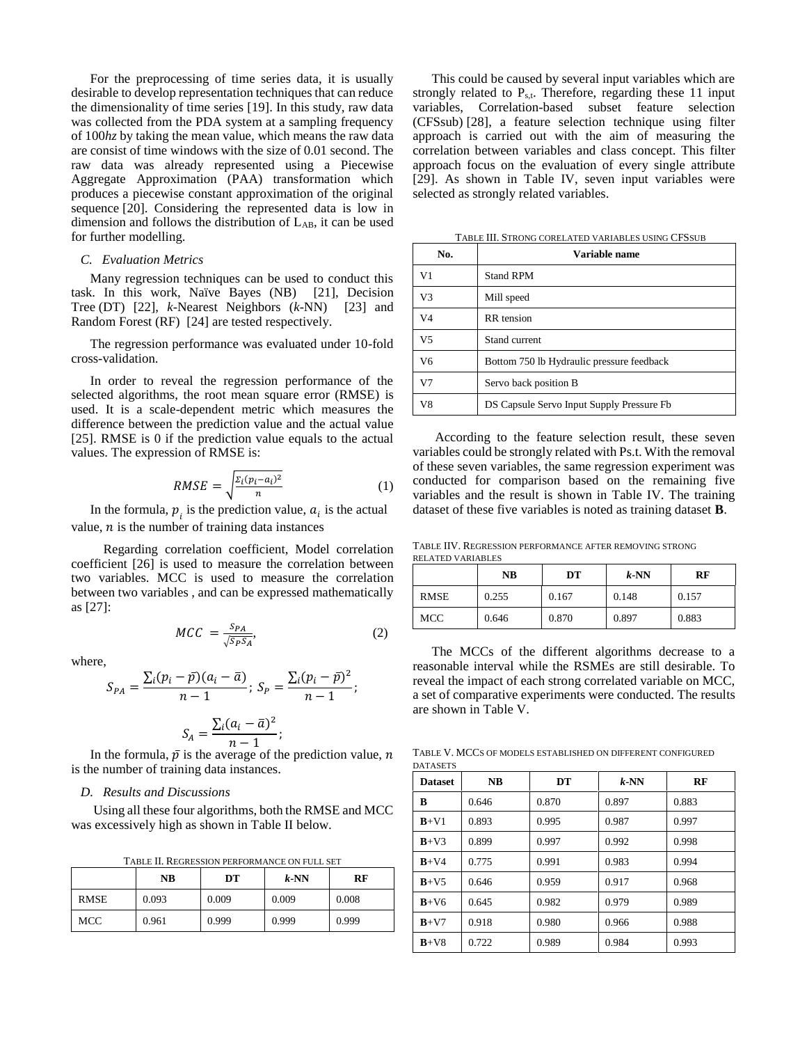For the preprocessing of time series data, it is usually desirable to develop representation techniques that can reduce the dimensionality of time series [19]. In this study, raw data was collected from the PDA system at a sampling frequency of 100*hz* by taking the mean value, which means the raw data are consist of time windows with the size of 0.01 second. The raw data was already represented using a Piecewise Aggregate Approximation (PAA) transformation which produces a piecewise constant approximation of the original sequence [20]. Considering the represented data is low in dimension and follows the distribution of $L_{AB}$, it can be used for further modelling.

### *C. Evaluation Metrics*

Many regression techniques can be used to conduct this task. In this work, Naïve Bayes (NB) [21], Decision Tree (DT) [22], *k*-Nearest Neighbors (*k*-NN) [23] and Random Forest (RF) [24] are tested respectively.

The regression performance was evaluated under 10-fold cross-validation.

In order to reveal the regression performance of the selected algorithms, the root mean square error (RMSE) is used. It is a scale-dependent metric which measures the difference between the prediction value and the actual value [25]. RMSE is 0 if the prediction value equals to the actual values. The expression of RMSE is:

$$RMSE = \sqrt{\frac{\Sigma_i (p_i - a_i)^2}{n}} \tag{1}$$

In the formula, $p_i$ is the prediction value, $a_i$ is the actual value, $n$ is the number of training data instances

Regarding correlation coefficient, Model correlation coefficient [26] is used to measure the correlation between two variables. MCC is used to measure the correlation between two variables , and can be expressed mathematically as [27]:

$$MCC = \frac{S_{PA}}{\sqrt{S_P S_A}}, \tag{2}$$

where,

$$S_{PA} = \frac{\sum_i (p_i - \bar{p})(a_i - \bar{a})}{n-1};\ S_P = \frac{\sum_i (p_i - \bar{p})^2}{n-1};$$

$$S_A = \frac{\sum_i (a_i - \bar{a})^2}{n-1};$$

In the formula, $\bar{p}$ is the average of the prediction value, $n$ is the number of training data instances.

### *D. Results and Discussions*

Using all these four algorithms, both the RMSE and MCC was excessively high as shown in Table II below.

TABLE II. REGRESSION PERFORMANCE ON FULL SET

| | NB | DT | *k*-NN | RF |
|---|---|---|---|---|
| RMSE | 0.093 | 0.009 | 0.009 | 0.008 |
| MCC | 0.961 | 0.999 | 0.999 | 0.999 |

This could be caused by several input variables which are strongly related to $P_{s,t}$. Therefore, regarding these 11 input variables, Correlation-based subset feature selection (CFSsub) [28], a feature selection technique using filter approach is carried out with the aim of measuring the correlation between variables and class concept. This filter approach focus on the evaluation of every single attribute [29]. As shown in Table IV, seven input variables were selected as strongly related variables.

TABLE III. STRONG CORELATED VARIABLES USING CFSSUB

| No. | Variable name |
|---|---|
| V1 | Stand RPM |
| V3 | Mill speed |
| V4 | RR tension |
| V5 | Stand current |
| V6 | Bottom 750 lb Hydraulic pressure feedback |
| V7 | Servo back position B |
| V8 | DS Capsule Servo Input Supply Pressure Fb |

According to the feature selection result, these seven variables could be strongly related with Ps.t. With the removal of these seven variables, the same regression experiment was conducted for comparison based on the remaining five variables and the result is shown in Table IV. The training dataset of these five variables is noted as training dataset **B**.

TABLE IIV. REGRESSION PERFORMANCE AFTER REMOVING STRONG RELATED VARIABLES

| | NB | DT | *k*-NN | RF |
|---|---|---|---|---|
| RMSE | 0.255 | 0.167 | 0.148 | 0.157 |
| MCC | 0.646 | 0.870 | 0.897 | 0.883 |

The MCCs of the different algorithms decrease to a reasonable interval while the RSMEs are still desirable. To reveal the impact of each strong correlated variable on MCC, a set of comparative experiments were conducted. The results are shown in Table V.

TABLE V. MCCS OF MODELS ESTABLISHED ON DIFFERENT CONFIGURED DATASETS

| Dataset | NB | DT | *k*-NN | RF |
|---|---|---|---|---|
| **B** | 0.646 | 0.870 | 0.897 | 0.883 |
| **B**+V1 | 0.893 | 0.995 | 0.987 | 0.997 |
| **B**+V3 | 0.899 | 0.997 | 0.992 | 0.998 |
| **B**+V4 | 0.775 | 0.991 | 0.983 | 0.994 |
| **B**+V5 | 0.646 | 0.959 | 0.917 | 0.968 |
| **B**+V6 | 0.645 | 0.982 | 0.979 | 0.989 |
| **B**+V7 | 0.918 | 0.980 | 0.966 | 0.988 |
| **B**+V8 | 0.722 | 0.989 | 0.984 | 0.993 |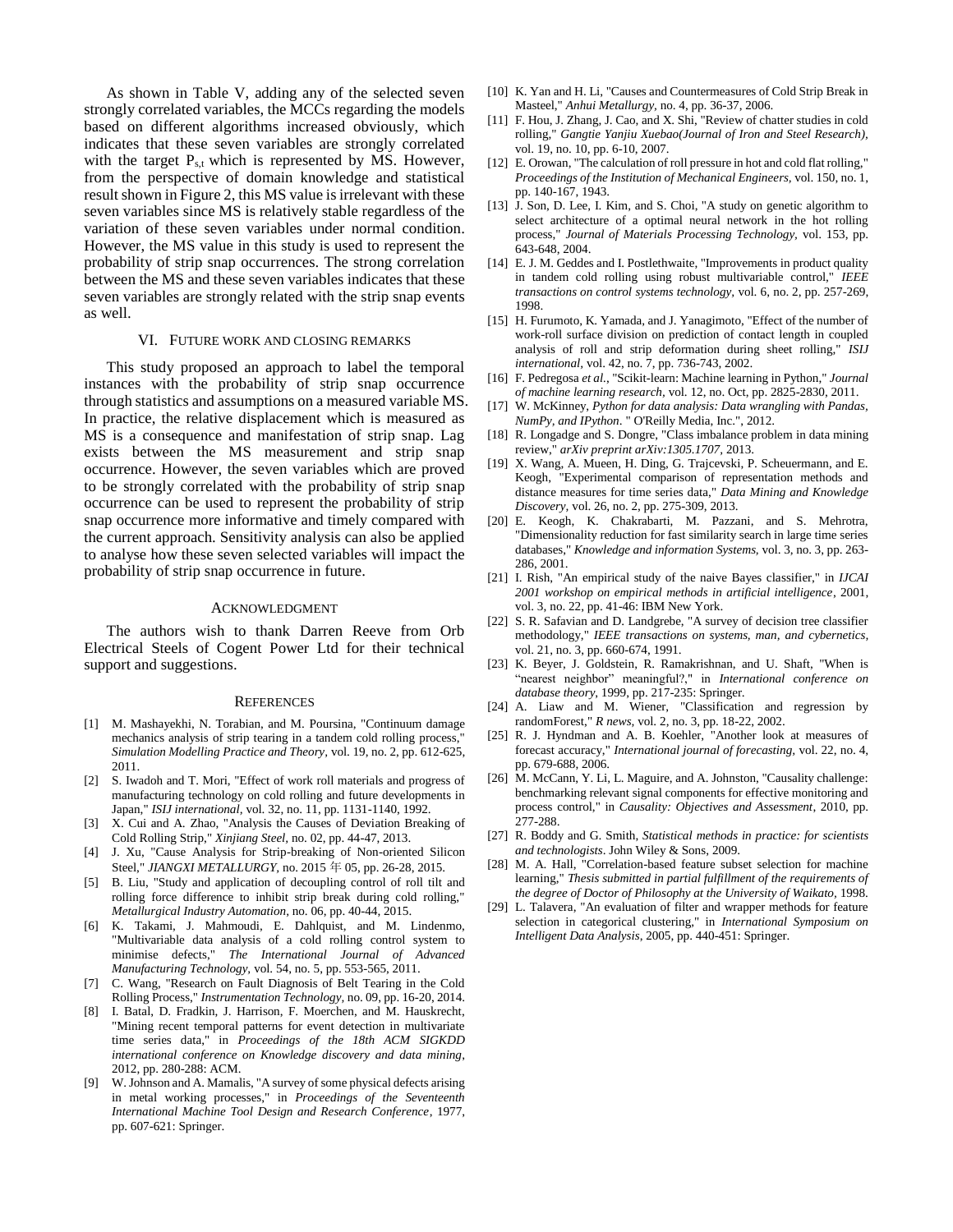As shown in Table V, adding any of the selected seven strongly correlated variables, the MCCs regarding the models based on different algorithms increased obviously, which indicates that these seven variables are strongly correlated with the target $P_{s,t}$ which is represented by MS. However, from the perspective of domain knowledge and statistical result shown in Figure 2, this MS value is irrelevant with these seven variables since MS is relatively stable regardless of the variation of these seven variables under normal condition. However, the MS value in this study is used to represent the probability of strip snap occurrences. The strong correlation between the MS and these seven variables indicates that these seven variables are strongly related with the strip snap events as well.

## VI. Future work and closing remarks

This study proposed an approach to label the temporal instances with the probability of strip snap occurrence through statistics and assumptions on a measured variable MS. In practice, the relative displacement which is measured as MS is a consequence and manifestation of strip snap. Lag exists between the MS measurement and strip snap occurrence. However, the seven variables which are proved to be strongly correlated with the probability of strip snap occurrence can be used to represent the probability of strip snap occurrence more informative and timely compared with the current approach. Sensitivity analysis can also be applied to analyse how these seven selected variables will impact the probability of strip snap occurrence in future.

## Acknowledgment

The authors wish to thank Darren Reeve from Orb Electrical Steels of Cogent Power Ltd for their technical support and suggestions.

## References

[1] M. Mashayekhi, N. Torabian, and M. Poursina, "Continuum damage mechanics analysis of strip tearing in a tandem cold rolling process," *Simulation Modelling Practice and Theory*, vol. 19, no. 2, pp. 612-625, 2011.

[2] S. Iwadoh and T. Mori, "Effect of work roll materials and progress of manufacturing technology on cold rolling and future developments in Japan," *ISIJ international*, vol. 32, no. 11, pp. 1131-1140, 1992.

[3] X. Cui and A. Zhao, "Analysis the Causes of Deviation Breaking of Cold Rolling Strip," *Xinjiang Steel*, no. 02, pp. 44-47, 2013.

[4] J. Xu, "Cause Analysis for Strip-breaking of Non-oriented Silicon Steel," *JIANGXI METALLURGY*, no. 2015 年 05, pp. 26-28, 2015.

[5] B. Liu, "Study and application of decoupling control of roll tilt and rolling force difference to inhibit strip break during cold rolling," *Metallurgical Industry Automation*, no. 06, pp. 40-44, 2015.

[6] K. Takami, J. Mahmoudi, E. Dahlquist, and M. Lindenmo, "Multivariable data analysis of a cold rolling control system to minimise defects," *The International Journal of Advanced Manufacturing Technology*, vol. 54, no. 5, pp. 553-565, 2011.

[7] C. Wang, "Research on Fault Diagnosis of Belt Tearing in the Cold Rolling Process," *Instrumentation Technology*, no. 09, pp. 16-20, 2014.

[8] I. Batal, D. Fradkin, J. Harrison, F. Moerchen, and M. Hauskrecht, "Mining recent temporal patterns for event detection in multivariate time series data," in *Proceedings of the 18th ACM SIGKDD international conference on Knowledge discovery and data mining*, 2012, pp. 280-288: ACM.

[9] W. Johnson and A. Mamalis, "A survey of some physical defects arising in metal working processes," in *Proceedings of the Seventeenth International Machine Tool Design and Research Conference*, 1977, pp. 607-621: Springer.

[10] K. Yan and H. Li, "Causes and Countermeasures of Cold Strip Break in Masteel," *Anhui Metallurgy*, no. 4, pp. 36-37, 2006.

[11] F. Hou, J. Zhang, J. Cao, and X. Shi, "Review of chatter studies in cold rolling," *Gangtie Yanjiu Xuebao(Journal of Iron and Steel Research)*, vol. 19, no. 10, pp. 6-10, 2007.

[12] E. Orowan, "The calculation of roll pressure in hot and cold flat rolling," *Proceedings of the Institution of Mechanical Engineers*, vol. 150, no. 1, pp. 140-167, 1943.

[13] J. Son, D. Lee, I. Kim, and S. Choi, "A study on genetic algorithm to select architecture of a optimal neural network in the hot rolling process," *Journal of Materials Processing Technology*, vol. 153, pp. 643-648, 2004.

[14] E. J. M. Geddes and I. Postlethwaite, "Improvements in product quality in tandem cold rolling using robust multivariable control," *IEEE transactions on control systems technology*, vol. 6, no. 2, pp. 257-269, 1998.

[15] H. Furumoto, K. Yamada, and J. Yanagimoto, "Effect of the number of work-roll surface division on prediction of contact length in coupled analysis of roll and strip deformation during sheet rolling," *ISIJ international*, vol. 42, no. 7, pp. 736-743, 2002.

[16] F. Pedregosa *et al.*, "Scikit-learn: Machine learning in Python," *Journal of machine learning research*, vol. 12, no. Oct, pp. 2825-2830, 2011.

[17] W. McKinney, *Python for data analysis: Data wrangling with Pandas, NumPy, and IPython*. " O'Reilly Media, Inc.", 2012.

[18] R. Longadge and S. Dongre, "Class imbalance problem in data mining review," *arXiv preprint arXiv:1305.1707*, 2013.

[19] X. Wang, A. Mueen, H. Ding, G. Trajcevski, P. Scheuermann, and E. Keogh, "Experimental comparison of representation methods and distance measures for time series data," *Data Mining and Knowledge Discovery*, vol. 26, no. 2, pp. 275-309, 2013.

[20] E. Keogh, K. Chakrabarti, M. Pazzani, and S. Mehrotra, "Dimensionality reduction for fast similarity search in large time series databases," *Knowledge and information Systems*, vol. 3, no. 3, pp. 263-286, 2001.

[21] I. Rish, "An empirical study of the naive Bayes classifier," in *IJCAI 2001 workshop on empirical methods in artificial intelligence*, 2001, vol. 3, no. 22, pp. 41-46: IBM New York.

[22] S. R. Safavian and D. Landgrebe, "A survey of decision tree classifier methodology," *IEEE transactions on systems, man, and cybernetics*, vol. 21, no. 3, pp. 660-674, 1991.

[23] K. Beyer, J. Goldstein, R. Ramakrishnan, and U. Shaft, "When is "nearest neighbor" meaningful?," in *International conference on database theory*, 1999, pp. 217-235: Springer.

[24] A. Liaw and M. Wiener, "Classification and regression by randomForest," *R news*, vol. 2, no. 3, pp. 18-22, 2002.

[25] R. J. Hyndman and A. B. Koehler, "Another look at measures of forecast accuracy," *International journal of forecasting*, vol. 22, no. 4, pp. 679-688, 2006.

[26] M. McCann, Y. Li, L. Maguire, and A. Johnston, "Causality challenge: benchmarking relevant signal components for effective monitoring and process control," in *Causality: Objectives and Assessment*, 2010, pp. 277-288.

[27] R. Boddy and G. Smith, *Statistical methods in practice: for scientists and technologists*. John Wiley & Sons, 2009.

[28] M. A. Hall, "Correlation-based feature subset selection for machine learning," *Thesis submitted in partial fulfillment of the requirements of the degree of Doctor of Philosophy at the University of Waikato*, 1998.

[29] L. Talavera, "An evaluation of filter and wrapper methods for feature selection in categorical clustering," in *International Symposium on Intelligent Data Analysis*, 2005, pp. 440-451: Springer.